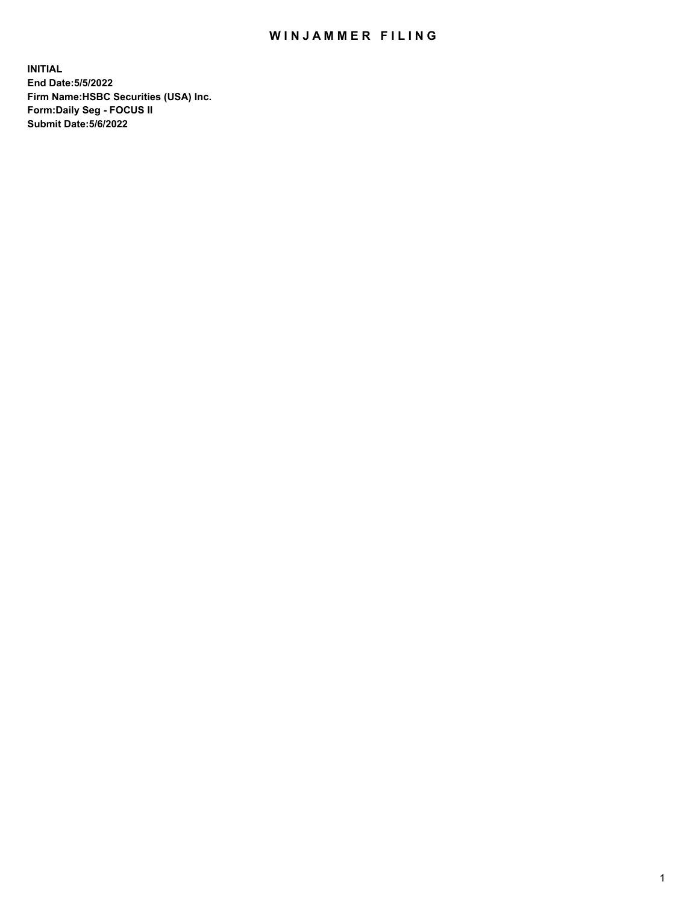# WINJAMMER FILING

**INITIAL**
**End Date:5/5/2022**
**Firm Name:HSBC Securities (USA) Inc.**
**Form:Daily Seg - FOCUS II**
**Submit Date:5/6/2022**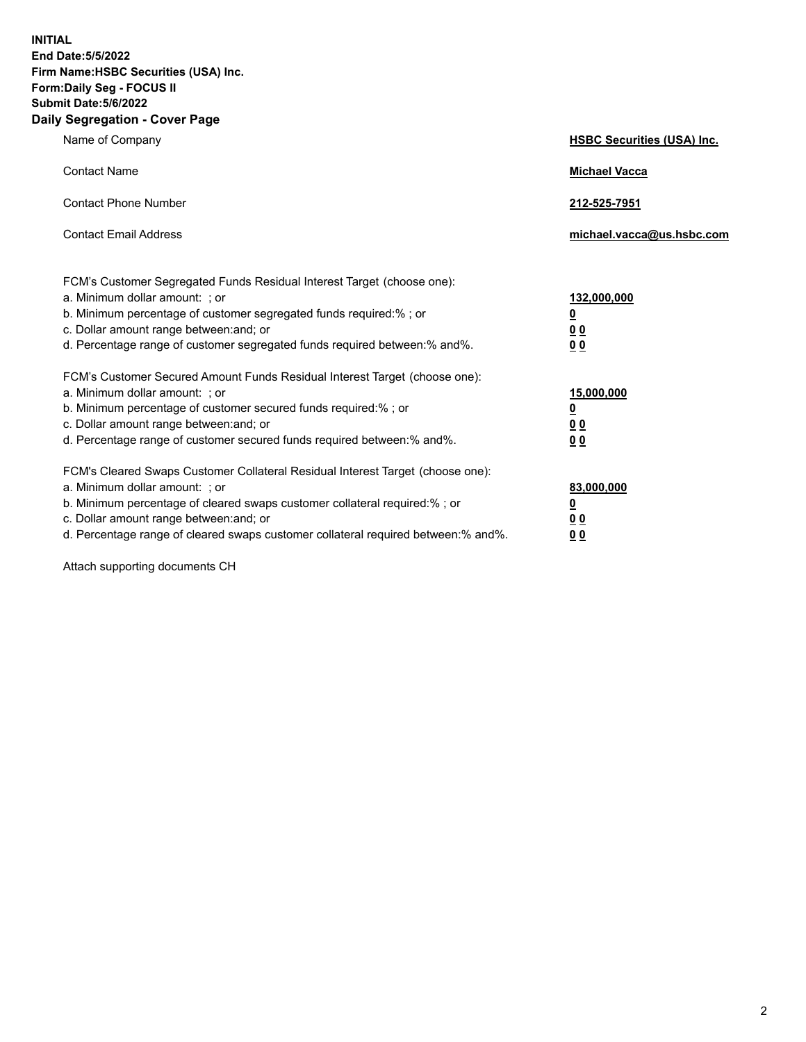**INITIAL**
**End Date:5/5/2022**
**Firm Name:HSBC Securities (USA) Inc.**
**Form:Daily Seg - FOCUS II**
**Submit Date:5/6/2022**

## Daily Segregation - Cover Page

| | |
|---|---|
| Name of Company | **HSBC Securities (USA) Inc.** |
| Contact Name | **Michael Vacca** |
| Contact Phone Number | **212-525-7951** |
| Contact Email Address | **michael.vacca@us.hsbc.com** |

| | |
|---|---|
| FCM's Customer Segregated Funds Residual Interest Target (choose one): | |
| a. Minimum dollar amount: ; or | **132,000,000** |
| b. Minimum percentage of customer segregated funds required:% ; or | **0** |
| c. Dollar amount range between:and; or | **0 0** |
| d. Percentage range of customer segregated funds required between:% and%. | **0 0** |
| FCM's Customer Secured Amount Funds Residual Interest Target (choose one): | |
| a. Minimum dollar amount: ; or | **15,000,000** |
| b. Minimum percentage of customer secured funds required:% ; or | **0** |
| c. Dollar amount range between:and; or | **0 0** |
| d. Percentage range of customer secured funds required between:% and%. | **0 0** |
| FCM's Cleared Swaps Customer Collateral Residual Interest Target (choose one): | |
| a. Minimum dollar amount: ; or | **83,000,000** |
| b. Minimum percentage of cleared swaps customer collateral required:% ; or | **0** |
| c. Dollar amount range between:and; or | **0 0** |
| d. Percentage range of cleared swaps customer collateral required between:% and%. | **0 0** |

Attach supporting documents CH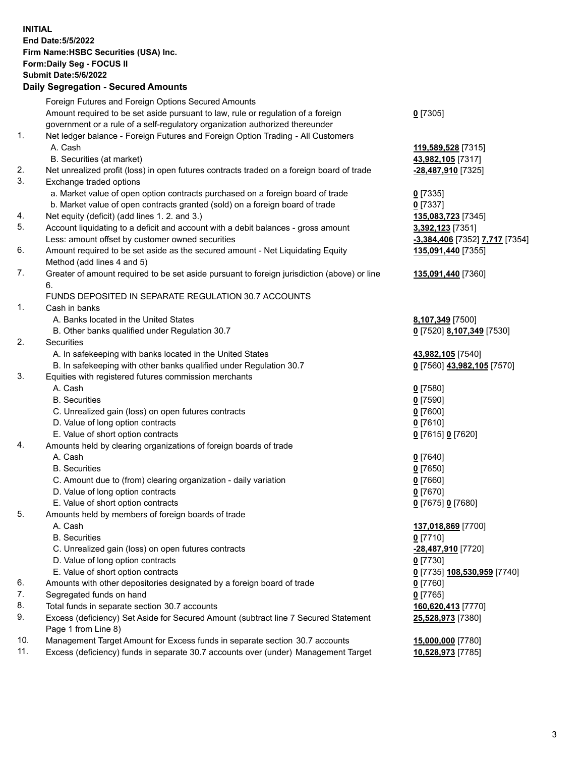**INITIAL**
**End Date:5/5/2022**
**Firm Name:HSBC Securities (USA) Inc.**
**Form:Daily Seg - FOCUS II**
**Submit Date:5/6/2022**

**Daily Segregation - Secured Amounts**

| | | |
|---|---|---|
| | Foreign Futures and Foreign Options Secured Amounts | |
| | Amount required to be set aside pursuant to law, rule or regulation of a foreign government or a rule of a self-regulatory organization authorized thereunder | **0** [7305] |
| 1. | Net ledger balance - Foreign Futures and Foreign Option Trading - All Customers | |
| | A. Cash | **119,589,528** [7315] |
| | B. Securities (at market) | **43,982,105** [7317] |
| 2. | Net unrealized profit (loss) in open futures contracts traded on a foreign board of trade | **-28,487,910** [7325] |
| 3. | Exchange traded options | |
| | a. Market value of open option contracts purchased on a foreign board of trade | **0** [7335] |
| | b. Market value of open contracts granted (sold) on a foreign board of trade | **0** [7337] |
| 4. | Net equity (deficit) (add lines 1. 2. and 3.) | **135,083,723** [7345] |
| 5. | Account liquidating to a deficit and account with a debit balances - gross amount | **3,392,123** [7351] |
| | Less: amount offset by customer owned securities | **-3,384,406** [7352] **7,717** [7354] |
| 6. | Amount required to be set aside as the secured amount - Net Liquidating Equity Method (add lines 4 and 5) | **135,091,440** [7355] |
| 7. | Greater of amount required to be set aside pursuant to foreign jurisdiction (above) or line 6. | **135,091,440** [7360] |
| | FUNDS DEPOSITED IN SEPARATE REGULATION 30.7 ACCOUNTS | |
| 1. | Cash in banks | |
| | A. Banks located in the United States | **8,107,349** [7500] |
| | B. Other banks qualified under Regulation 30.7 | **0** [7520] **8,107,349** [7530] |
| 2. | Securities | |
| | A. In safekeeping with banks located in the United States | **43,982,105** [7540] |
| | B. In safekeeping with other banks qualified under Regulation 30.7 | **0** [7560] **43,982,105** [7570] |
| 3. | Equities with registered futures commission merchants | |
| | A. Cash | **0** [7580] |
| | B. Securities | **0** [7590] |
| | C. Unrealized gain (loss) on open futures contracts | **0** [7600] |
| | D. Value of long option contracts | **0** [7610] |
| | E. Value of short option contracts | **0** [7615] **0** [7620] |
| 4. | Amounts held by clearing organizations of foreign boards of trade | |
| | A. Cash | **0** [7640] |
| | B. Securities | **0** [7650] |
| | C. Amount due to (from) clearing organization - daily variation | **0** [7660] |
| | D. Value of long option contracts | **0** [7670] |
| | E. Value of short option contracts | **0** [7675] **0** [7680] |
| 5. | Amounts held by members of foreign boards of trade | |
| | A. Cash | **137,018,869** [7700] |
| | B. Securities | **0** [7710] |
| | C. Unrealized gain (loss) on open futures contracts | **-28,487,910** [7720] |
| | D. Value of long option contracts | **0** [7730] |
| | E. Value of short option contracts | **0** [7735] **108,530,959** [7740] |
| 6. | Amounts with other depositories designated by a foreign board of trade | **0** [7760] |
| 7. | Segregated funds on hand | **0** [7765] |
| 8. | Total funds in separate section 30.7 accounts | **160,620,413** [7770] |
| 9. | Excess (deficiency) Set Aside for Secured Amount (subtract line 7 Secured Statement Page 1 from Line 8) | **25,528,973** [7380] |
| 10. | Management Target Amount for Excess funds in separate section 30.7 accounts | **15,000,000** [7780] |
| 11. | Excess (deficiency) funds in separate 30.7 accounts over (under) Management Target | **10,528,973** [7785] |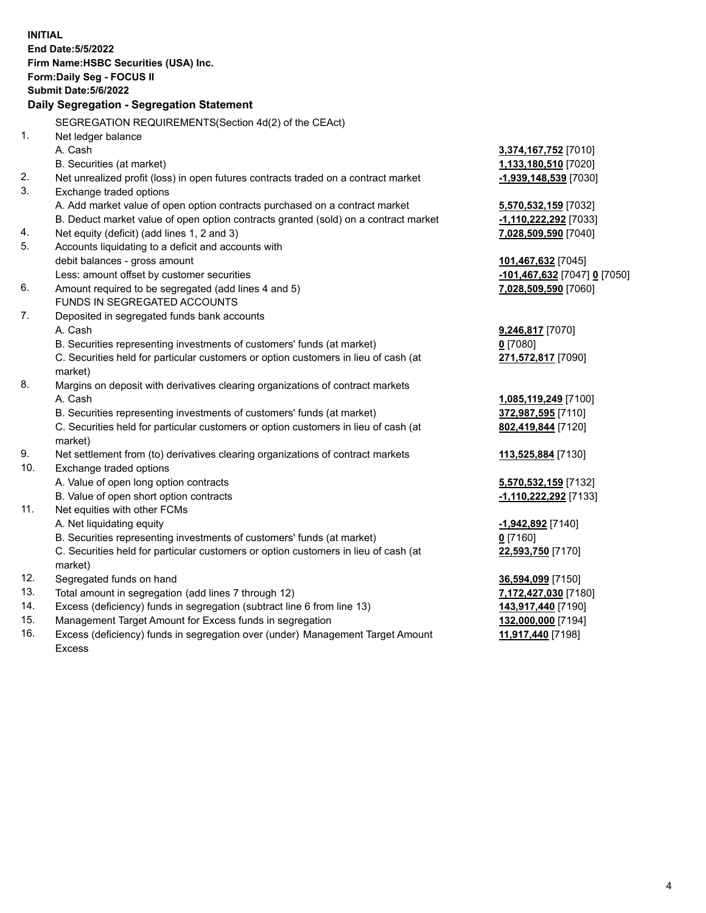**INITIAL**
**End Date:5/5/2022**
**Firm Name:HSBC Securities (USA) Inc.**
**Form:Daily Seg - FOCUS II**
**Submit Date:5/6/2022**

### Daily Segregation - Segregation Statement

SEGREGATION REQUIREMENTS(Section 4d(2) of the CEAct)

| | | |
|---|---|---|
| 1. | Net ledger balance | |
| | A. Cash | **3,374,167,752** [7010] |
| | B. Securities (at market) | **1,133,180,510** [7020] |
| 2. | Net unrealized profit (loss) in open futures contracts traded on a contract market | **-1,939,148,539** [7030] |
| 3. | Exchange traded options | |
| | A. Add market value of open option contracts purchased on a contract market | **5,570,532,159** [7032] |
| | B. Deduct market value of open option contracts granted (sold) on a contract market | **-1,110,222,292** [7033] |
| 4. | Net equity (deficit) (add lines 1, 2 and 3) | **7,028,509,590** [7040] |
| 5. | Accounts liquidating to a deficit and accounts with debit balances - gross amount | **101,467,632** [7045] |
| | Less: amount offset by customer securities | **-101,467,632** [7047] **0** [7050] |
| 6. | Amount required to be segregated (add lines 4 and 5) | **7,028,509,590** [7060] |
| | FUNDS IN SEGREGATED ACCOUNTS | |
| 7. | Deposited in segregated funds bank accounts | |
| | A. Cash | **9,246,817** [7070] |
| | B. Securities representing investments of customers' funds (at market) | **0** [7080] |
| | C. Securities held for particular customers or option customers in lieu of cash (at market) | **271,572,817** [7090] |
| 8. | Margins on deposit with derivatives clearing organizations of contract markets | |
| | A. Cash | **1,085,119,249** [7100] |
| | B. Securities representing investments of customers' funds (at market) | **372,987,595** [7110] |
| | C. Securities held for particular customers or option customers in lieu of cash (at market) | **802,419,844** [7120] |
| 9. | Net settlement from (to) derivatives clearing organizations of contract markets | **113,525,884** [7130] |
| 10. | Exchange traded options | |
| | A. Value of open long option contracts | **5,570,532,159** [7132] |
| | B. Value of open short option contracts | **-1,110,222,292** [7133] |
| 11. | Net equities with other FCMs | |
| | A. Net liquidating equity | **-1,942,892** [7140] |
| | B. Securities representing investments of customers' funds (at market) | **0** [7160] |
| | C. Securities held for particular customers or option customers in lieu of cash (at market) | **22,593,750** [7170] |
| 12. | Segregated funds on hand | **36,594,099** [7150] |
| 13. | Total amount in segregation (add lines 7 through 12) | **7,172,427,030** [7180] |
| 14. | Excess (deficiency) funds in segregation (subtract line 6 from line 13) | **143,917,440** [7190] |
| 15. | Management Target Amount for Excess funds in segregation | **132,000,000** [7194] |
| 16. | Excess (deficiency) funds in segregation over (under) Management Target Amount Excess | **11,917,440** [7198] |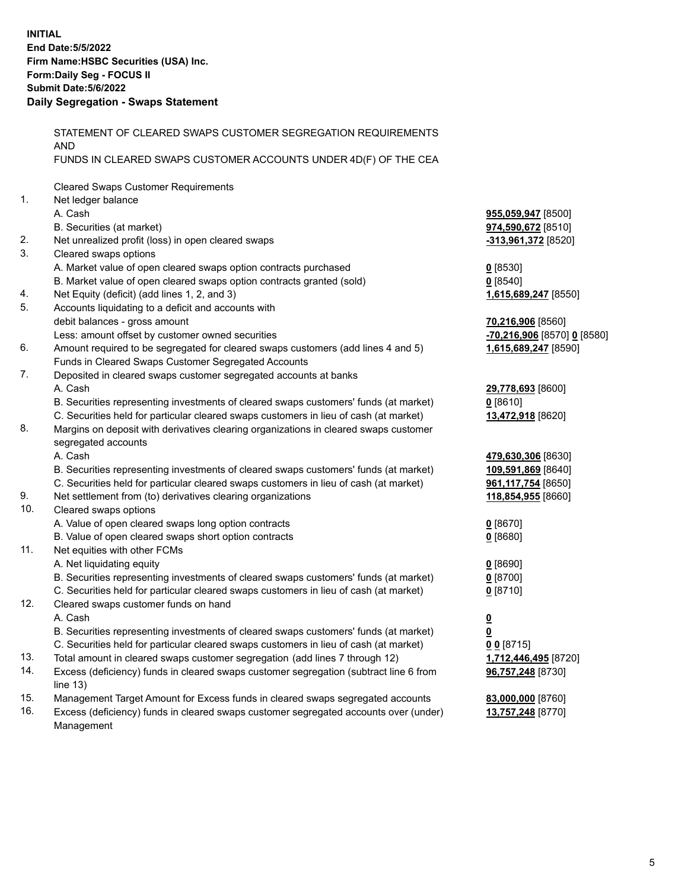**INITIAL**
**End Date:5/5/2022**
**Firm Name:HSBC Securities (USA) Inc.**
**Form:Daily Seg - FOCUS II**
**Submit Date:5/6/2022**
**Daily Segregation - Swaps Statement**

STATEMENT OF CLEARED SWAPS CUSTOMER SEGREGATION REQUIREMENTS AND
FUNDS IN CLEARED SWAPS CUSTOMER ACCOUNTS UNDER 4D(F) OF THE CEA

| | | |
|---|---|---|
| | Cleared Swaps Customer Requirements | |
| 1. | Net ledger balance | |
| | A. Cash | **955,059,947** [8500] |
| | B. Securities (at market) | **974,590,672** [8510] |
| 2. | Net unrealized profit (loss) in open cleared swaps | **-313,961,372** [8520] |
| 3. | Cleared swaps options | |
| | A. Market value of open cleared swaps option contracts purchased | **0** [8530] |
| | B. Market value of open cleared swaps option contracts granted (sold) | **0** [8540] |
| 4. | Net Equity (deficit) (add lines 1, 2, and 3) | **1,615,689,247** [8550] |
| 5. | Accounts liquidating to a deficit and accounts with debit balances - gross amount | **70,216,906** [8560] |
| | Less: amount offset by customer owned securities | **-70,216,906** [8570] **0** [8580] |
| 6. | Amount required to be segregated for cleared swaps customers (add lines 4 and 5) | **1,615,689,247** [8590] |
| | Funds in Cleared Swaps Customer Segregated Accounts | |
| 7. | Deposited in cleared swaps customer segregated accounts at banks | |
| | A. Cash | **29,778,693** [8600] |
| | B. Securities representing investments of cleared swaps customers' funds (at market) | **0** [8610] |
| | C. Securities held for particular cleared swaps customers in lieu of cash (at market) | **13,472,918** [8620] |
| 8. | Margins on deposit with derivatives clearing organizations in cleared swaps customer segregated accounts | |
| | A. Cash | **479,630,306** [8630] |
| | B. Securities representing investments of cleared swaps customers' funds (at market) | **109,591,869** [8640] |
| | C. Securities held for particular cleared swaps customers in lieu of cash (at market) | **961,117,754** [8650] |
| 9. | Net settlement from (to) derivatives clearing organizations | **118,854,955** [8660] |
| 10. | Cleared swaps options | |
| | A. Value of open cleared swaps long option contracts | **0** [8670] |
| | B. Value of open cleared swaps short option contracts | **0** [8680] |
| 11. | Net equities with other FCMs | |
| | A. Net liquidating equity | **0** [8690] |
| | B. Securities representing investments of cleared swaps customers' funds (at market) | **0** [8700] |
| | C. Securities held for particular cleared swaps customers in lieu of cash (at market) | **0** [8710] |
| 12. | Cleared swaps customer funds on hand | |
| | A. Cash | **0** |
| | B. Securities representing investments of cleared swaps customers' funds (at market) | **0** |
| | C. Securities held for particular cleared swaps customers in lieu of cash (at market) | **0** **0** [8715] |
| 13. | Total amount in cleared swaps customer segregation (add lines 7 through 12) | **1,712,446,495** [8720] |
| 14. | Excess (deficiency) funds in cleared swaps customer segregation (subtract line 6 from line 13) | **96,757,248** [8730] |
| 15. | Management Target Amount for Excess funds in cleared swaps segregated accounts | **83,000,000** [8760] |
| 16. | Excess (deficiency) funds in cleared swaps customer segregated accounts over (under) Management | **13,757,248** [8770] |